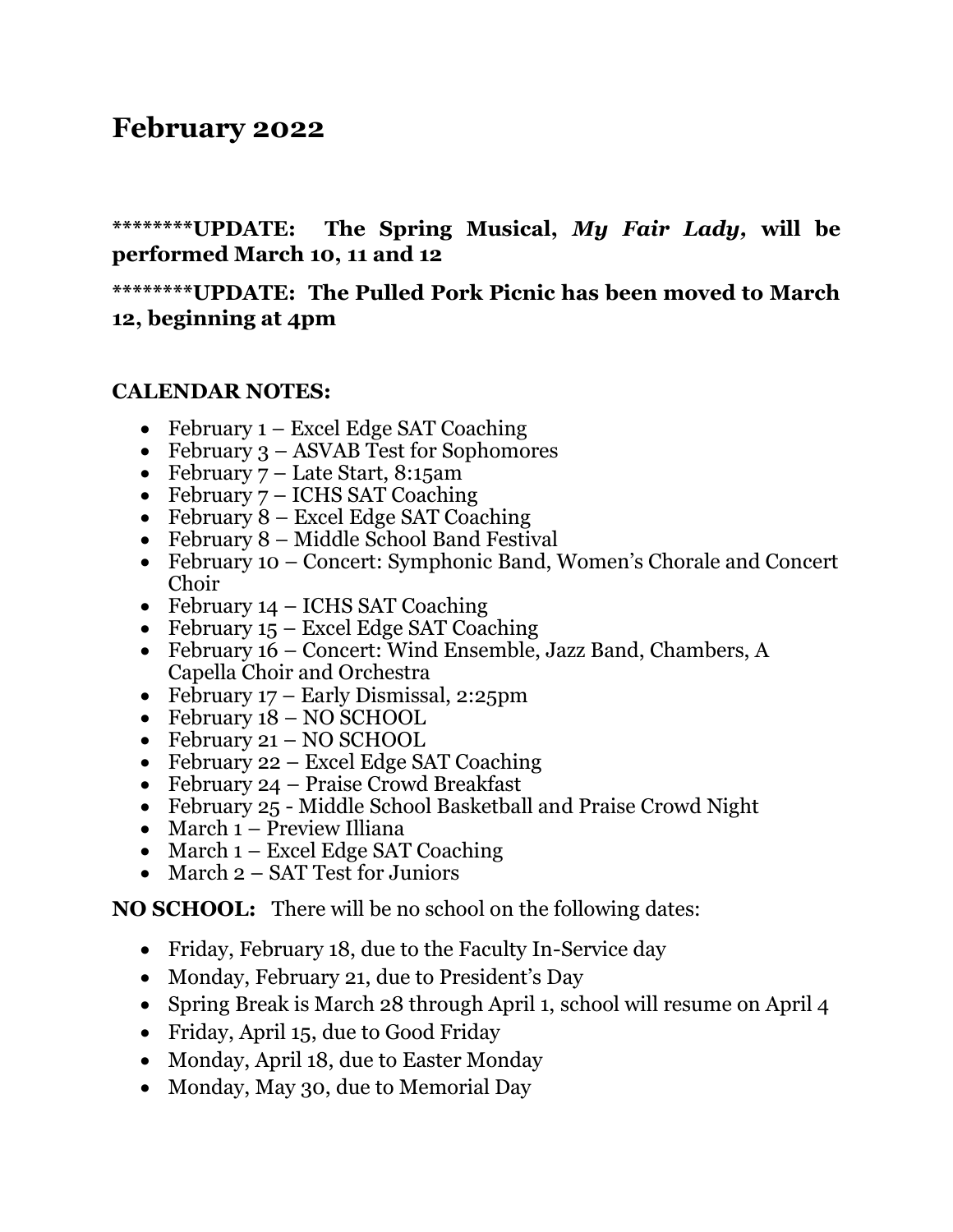# February 2022

**\*\*\*\*\*\*\*\*UPDATE: The Spring Musical, *My Fair Lady*, will be performed March 10, 11 and 12**

**\*\*\*\*\*\*\*\*UPDATE: The Pulled Pork Picnic has been moved to March 12, beginning at 4pm**

**CALENDAR NOTES:**

- February 1 – Excel Edge SAT Coaching
- February 3 – ASVAB Test for Sophomores
- February 7 – Late Start, 8:15am
- February 7 – ICHS SAT Coaching
- February 8 – Excel Edge SAT Coaching
- February 8 – Middle School Band Festival
- February 10 – Concert: Symphonic Band, Women's Chorale and Concert Choir
- February 14 – ICHS SAT Coaching
- February 15 – Excel Edge SAT Coaching
- February 16 – Concert: Wind Ensemble, Jazz Band, Chambers, A Capella Choir and Orchestra
- February 17 – Early Dismissal, 2:25pm
- February 18 – NO SCHOOL
- February 21 – NO SCHOOL
- February 22 – Excel Edge SAT Coaching
- February 24 – Praise Crowd Breakfast
- February 25 - Middle School Basketball and Praise Crowd Night
- March 1 – Preview Illiana
- March 1 – Excel Edge SAT Coaching
- March 2 – SAT Test for Juniors

**NO SCHOOL:** There will be no school on the following dates:

- Friday, February 18, due to the Faculty In-Service day
- Monday, February 21, due to President's Day
- Spring Break is March 28 through April 1, school will resume on April 4
- Friday, April 15, due to Good Friday
- Monday, April 18, due to Easter Monday
- Monday, May 30, due to Memorial Day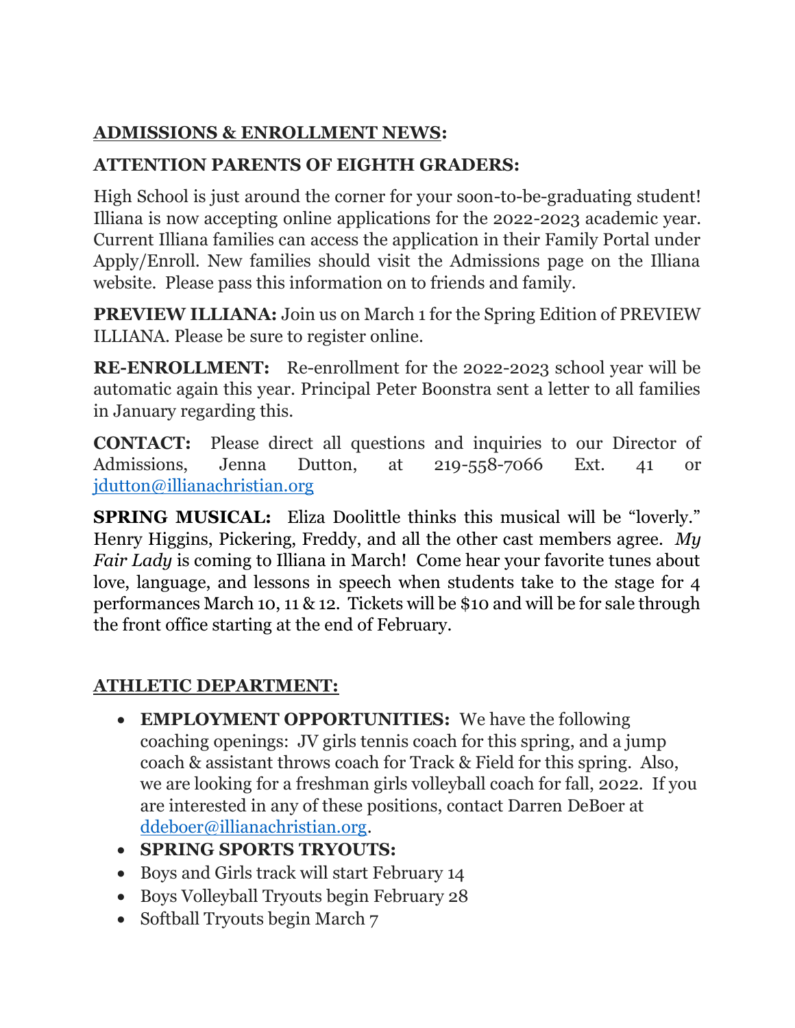## ADMISSIONS & ENROLLMENT NEWS:

### ATTENTION PARENTS OF EIGHTH GRADERS:

High School is just around the corner for your soon-to-be-graduating student! Illiana is now accepting online applications for the 2022-2023 academic year. Current Illiana families can access the application in their Family Portal under Apply/Enroll. New families should visit the Admissions page on the Illiana website. Please pass this information on to friends and family.

**PREVIEW ILLIANA:** Join us on March 1 for the Spring Edition of PREVIEW ILLIANA. Please be sure to register online.

**RE-ENROLLMENT:** Re-enrollment for the 2022-2023 school year will be automatic again this year. Principal Peter Boonstra sent a letter to all families in January regarding this.

**CONTACT:** Please direct all questions and inquiries to our Director of Admissions, Jenna Dutton, at 219-558-7066 Ext. 41 or jdutton@illianachristian.org

**SPRING MUSICAL:** Eliza Doolittle thinks this musical will be "loverly." Henry Higgins, Pickering, Freddy, and all the other cast members agree. *My Fair Lady* is coming to Illiana in March! Come hear your favorite tunes about love, language, and lessons in speech when students take to the stage for 4 performances March 10, 11 & 12. Tickets will be $10 and will be for sale through the front office starting at the end of February.

## ATHLETIC DEPARTMENT:

- **EMPLOYMENT OPPORTUNITIES:** We have the following coaching openings: JV girls tennis coach for this spring, and a jump coach & assistant throws coach for Track & Field for this spring. Also, we are looking for a freshman girls volleyball coach for fall, 2022. If you are interested in any of these positions, contact Darren DeBoer at ddeboer@illianachristian.org.
- **SPRING SPORTS TRYOUTS:**
- Boys and Girls track will start February 14
- Boys Volleyball Tryouts begin February 28
- Softball Tryouts begin March 7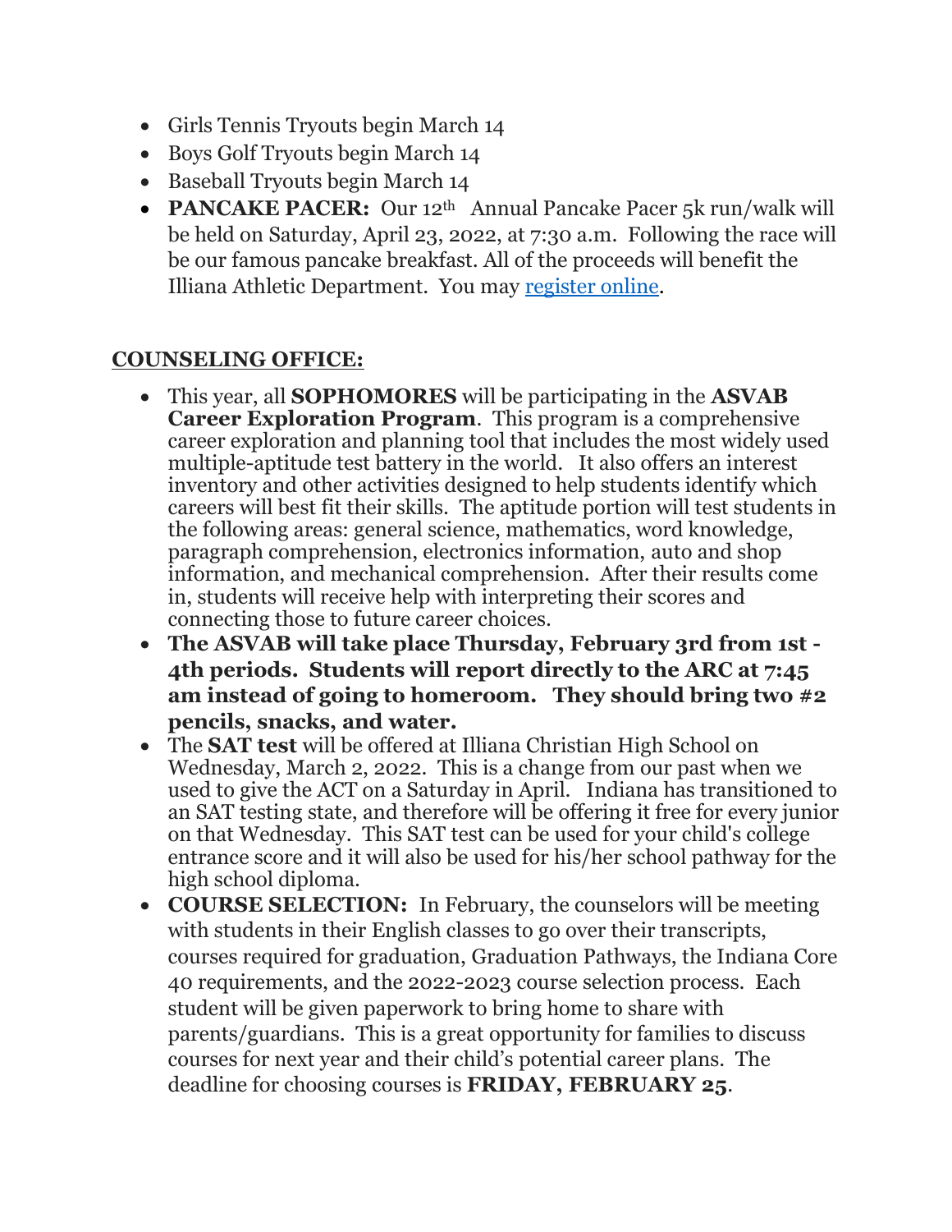- Girls Tennis Tryouts begin March 14
- Boys Golf Tryouts begin March 14
- Baseball Tryouts begin March 14
- **PANCAKE PACER:** Our 12th Annual Pancake Pacer 5k run/walk will be held on Saturday, April 23, 2022, at 7:30 a.m. Following the race will be our famous pancake breakfast. All of the proceeds will benefit the Illiana Athletic Department. You may register online.

**COUNSELING OFFICE:**

- This year, all **SOPHOMORES** will be participating in the **ASVAB Career Exploration Program**. This program is a comprehensive career exploration and planning tool that includes the most widely used multiple-aptitude test battery in the world. It also offers an interest inventory and other activities designed to help students identify which careers will best fit their skills. The aptitude portion will test students in the following areas: general science, mathematics, word knowledge, paragraph comprehension, electronics information, auto and shop information, and mechanical comprehension. After their results come in, students will receive help with interpreting their scores and connecting those to future career choices.
- **The ASVAB will take place Thursday, February 3rd from 1st - 4th periods. Students will report directly to the ARC at 7:45 am instead of going to homeroom. They should bring two #2 pencils, snacks, and water.**
- The **SAT test** will be offered at Illiana Christian High School on Wednesday, March 2, 2022. This is a change from our past when we used to give the ACT on a Saturday in April. Indiana has transitioned to an SAT testing state, and therefore will be offering it free for every junior on that Wednesday. This SAT test can be used for your child's college entrance score and it will also be used for his/her school pathway for the high school diploma.
- **COURSE SELECTION:** In February, the counselors will be meeting with students in their English classes to go over their transcripts, courses required for graduation, Graduation Pathways, the Indiana Core 40 requirements, and the 2022-2023 course selection process. Each student will be given paperwork to bring home to share with parents/guardians. This is a great opportunity for families to discuss courses for next year and their child's potential career plans. The deadline for choosing courses is **FRIDAY, FEBRUARY 25**.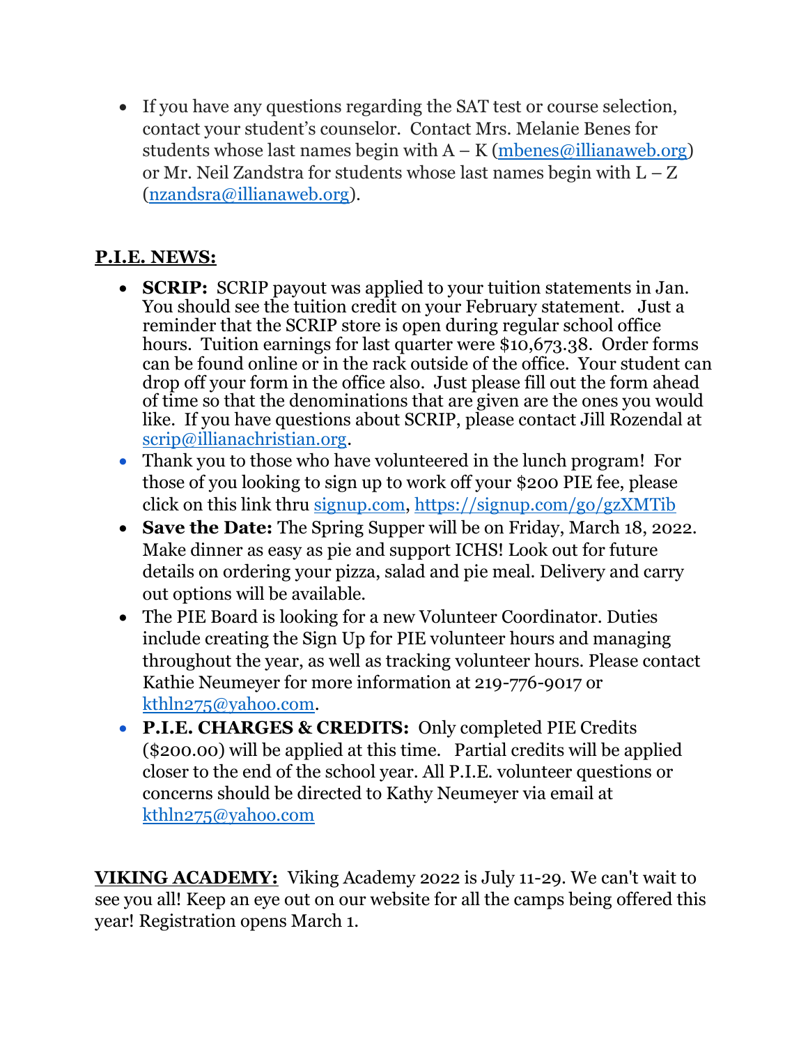- If you have any questions regarding the SAT test or course selection, contact your student's counselor. Contact Mrs. Melanie Benes for students whose last names begin with A – K (mbenes@illianaweb.org) or Mr. Neil Zandstra for students whose last names begin with L – Z (nzandsra@illianaweb.org).

**P.I.E. NEWS:**

- **SCRIP:** SCRIP payout was applied to your tuition statements in Jan. You should see the tuition credit on your February statement. Just a reminder that the SCRIP store is open during regular school office hours. Tuition earnings for last quarter were $10,673.38. Order forms can be found online or in the rack outside of the office. Your student can drop off your form in the office also. Just please fill out the form ahead of time so that the denominations that are given are the ones you would like. If you have questions about SCRIP, please contact Jill Rozendal at scrip@illianachristian.org.
- Thank you to those who have volunteered in the lunch program! For those of you looking to sign up to work off your $200 PIE fee, please click on this link thru signup.com, https://signup.com/go/gzXMTib
- **Save the Date:** The Spring Supper will be on Friday, March 18, 2022. Make dinner as easy as pie and support ICHS! Look out for future details on ordering your pizza, salad and pie meal. Delivery and carry out options will be available.
- The PIE Board is looking for a new Volunteer Coordinator. Duties include creating the Sign Up for PIE volunteer hours and managing throughout the year, as well as tracking volunteer hours. Please contact Kathie Neumeyer for more information at 219-776-9017 or kthln275@yahoo.com.
- **P.I.E. CHARGES & CREDITS:** Only completed PIE Credits ($200.00) will be applied at this time. Partial credits will be applied closer to the end of the school year. All P.I.E. volunteer questions or concerns should be directed to Kathy Neumeyer via email at kthln275@yahoo.com

**VIKING ACADEMY:** Viking Academy 2022 is July 11-29. We can't wait to see you all! Keep an eye out on our website for all the camps being offered this year! Registration opens March 1.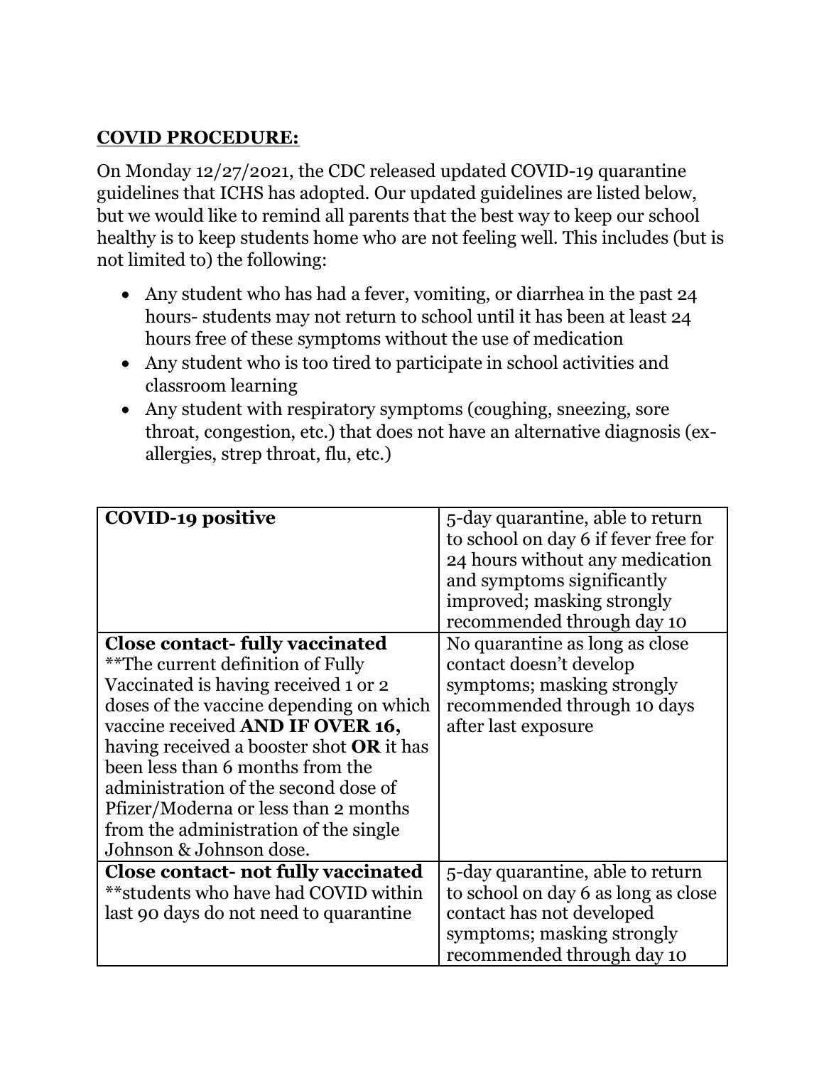## **COVID PROCEDURE:**

On Monday 12/27/2021, the CDC released updated COVID-19 quarantine guidelines that ICHS has adopted. Our updated guidelines are listed below, but we would like to remind all parents that the best way to keep our school healthy is to keep students home who are not feeling well. This includes (but is not limited to) the following:

- Any student who has had a fever, vomiting, or diarrhea in the past 24 hours- students may not return to school until it has been at least 24 hours free of these symptoms without the use of medication
- Any student who is too tired to participate in school activities and classroom learning
- Any student with respiratory symptoms (coughing, sneezing, sore throat, congestion, etc.) that does not have an alternative diagnosis (ex- allergies, strep throat, flu, etc.)

| | |
|---|---|
| **COVID-19 positive** | 5-day quarantine, able to return to school on day 6 if fever free for 24 hours without any medication and symptoms significantly improved; masking strongly recommended through day 10 |
| **Close contact- fully vaccinated** **The current definition of Fully Vaccinated is having received 1 or 2 doses of the vaccine depending on which vaccine received **AND IF OVER 16,** having received a booster shot **OR** it has been less than 6 months from the administration of the second dose of Pfizer/Moderna or less than 2 months from the administration of the single Johnson & Johnson dose. | No quarantine as long as close contact doesn't develop symptoms; masking strongly recommended through 10 days after last exposure |
| **Close contact- not fully vaccinated** **students who have had COVID within last 90 days do not need to quarantine | 5-day quarantine, able to return to school on day 6 as long as close contact has not developed symptoms; masking strongly recommended through day 10 |